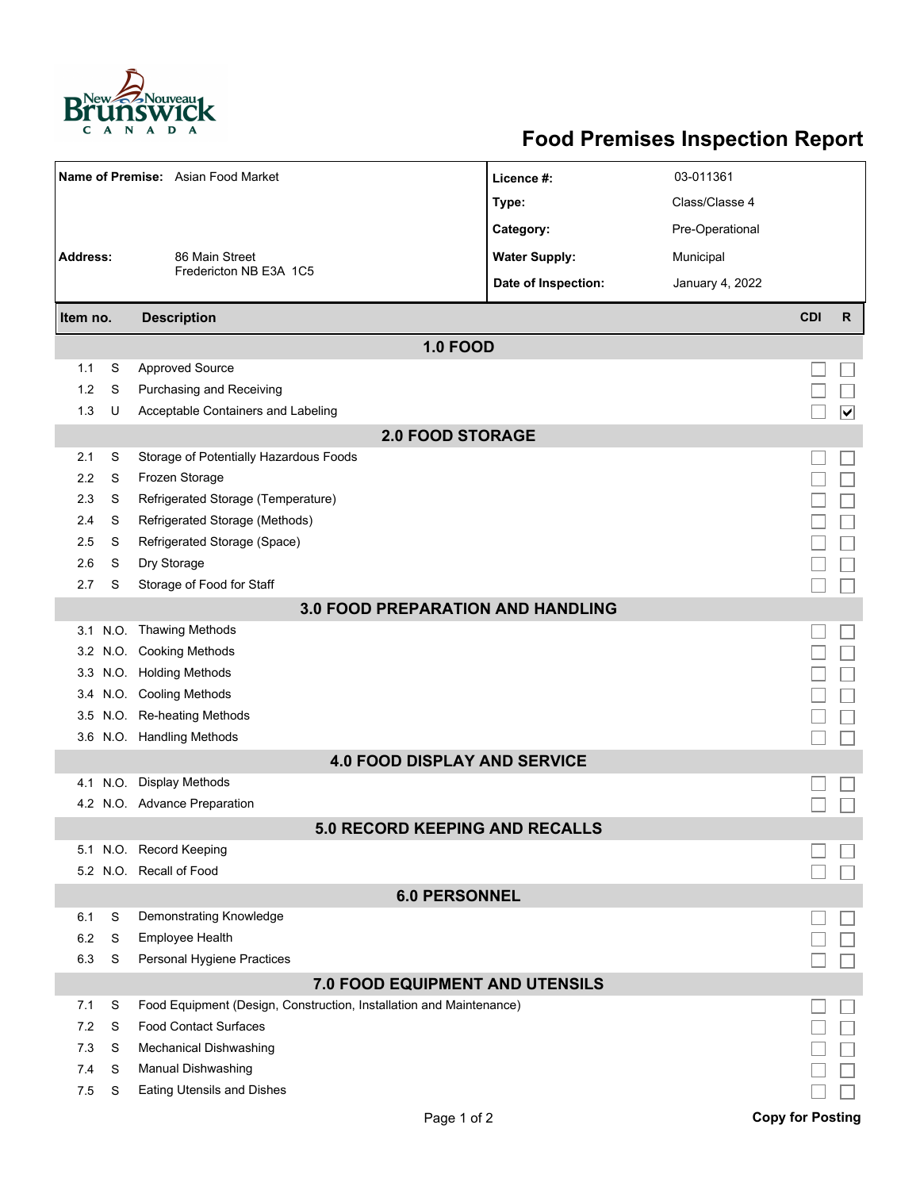# Food Premises Inspection Report

| | | | |
|---|---|---|---|
| **Name of Premise:** | Asian Food Market | **Licence #:** | 03-011361 |
| | | **Type:** | Class/Classe 4 |
| | | **Category:** | Pre-Operational |
| **Address:** | 86 Main Street<br>Fredericton NB E3A 1C5 | **Water Supply:** | Municipal |
| | | **Date of Inspection:** | January 4, 2022 |

| Item no. | | Description | CDI | R |
|---|---|---|---|---|
| **1.0 FOOD** | | | | |
| 1.1 | S | Approved Source | ☐ | ☐ |
| 1.2 | S | Purchasing and Receiving | ☐ | ☐ |
| 1.3 | U | Acceptable Containers and Labeling | ☐ | ☑ |
| **2.0 FOOD STORAGE** | | | | |
| 2.1 | S | Storage of Potentially Hazardous Foods | ☐ | ☐ |
| 2.2 | S | Frozen Storage | ☐ | ☐ |
| 2.3 | S | Refrigerated Storage (Temperature) | ☐ | ☐ |
| 2.4 | S | Refrigerated Storage (Methods) | ☐ | ☐ |
| 2.5 | S | Refrigerated Storage (Space) | ☐ | ☐ |
| 2.6 | S | Dry Storage | ☐ | ☐ |
| 2.7 | S | Storage of Food for Staff | ☐ | ☐ |
| **3.0 FOOD PREPARATION AND HANDLING** | | | | |
| 3.1 | N.O. | Thawing Methods | ☐ | ☐ |
| 3.2 | N.O. | Cooking Methods | ☐ | ☐ |
| 3.3 | N.O. | Holding Methods | ☐ | ☐ |
| 3.4 | N.O. | Cooling Methods | ☐ | ☐ |
| 3.5 | N.O. | Re-heating Methods | ☐ | ☐ |
| 3.6 | N.O. | Handling Methods | ☐ | ☐ |
| **4.0 FOOD DISPLAY AND SERVICE** | | | | |
| 4.1 | N.O. | Display Methods | ☐ | ☐ |
| 4.2 | N.O. | Advance Preparation | ☐ | ☐ |
| **5.0 RECORD KEEPING AND RECALLS** | | | | |
| 5.1 | N.O. | Record Keeping | ☐ | ☐ |
| 5.2 | N.O. | Recall of Food | ☐ | ☐ |
| **6.0 PERSONNEL** | | | | |
| 6.1 | S | Demonstrating Knowledge | ☐ | ☐ |
| 6.2 | S | Employee Health | ☐ | ☐ |
| 6.3 | S | Personal Hygiene Practices | ☐ | ☐ |
| **7.0 FOOD EQUIPMENT AND UTENSILS** | | | | |
| 7.1 | S | Food Equipment (Design, Construction, Installation and Maintenance) | ☐ | ☐ |
| 7.2 | S | Food Contact Surfaces | ☐ | ☐ |
| 7.3 | S | Mechanical Dishwashing | ☐ | ☐ |
| 7.4 | S | Manual Dishwashing | ☐ | ☐ |
| 7.5 | S | Eating Utensils and Dishes | ☐ | ☐ |

**Copy for Posting**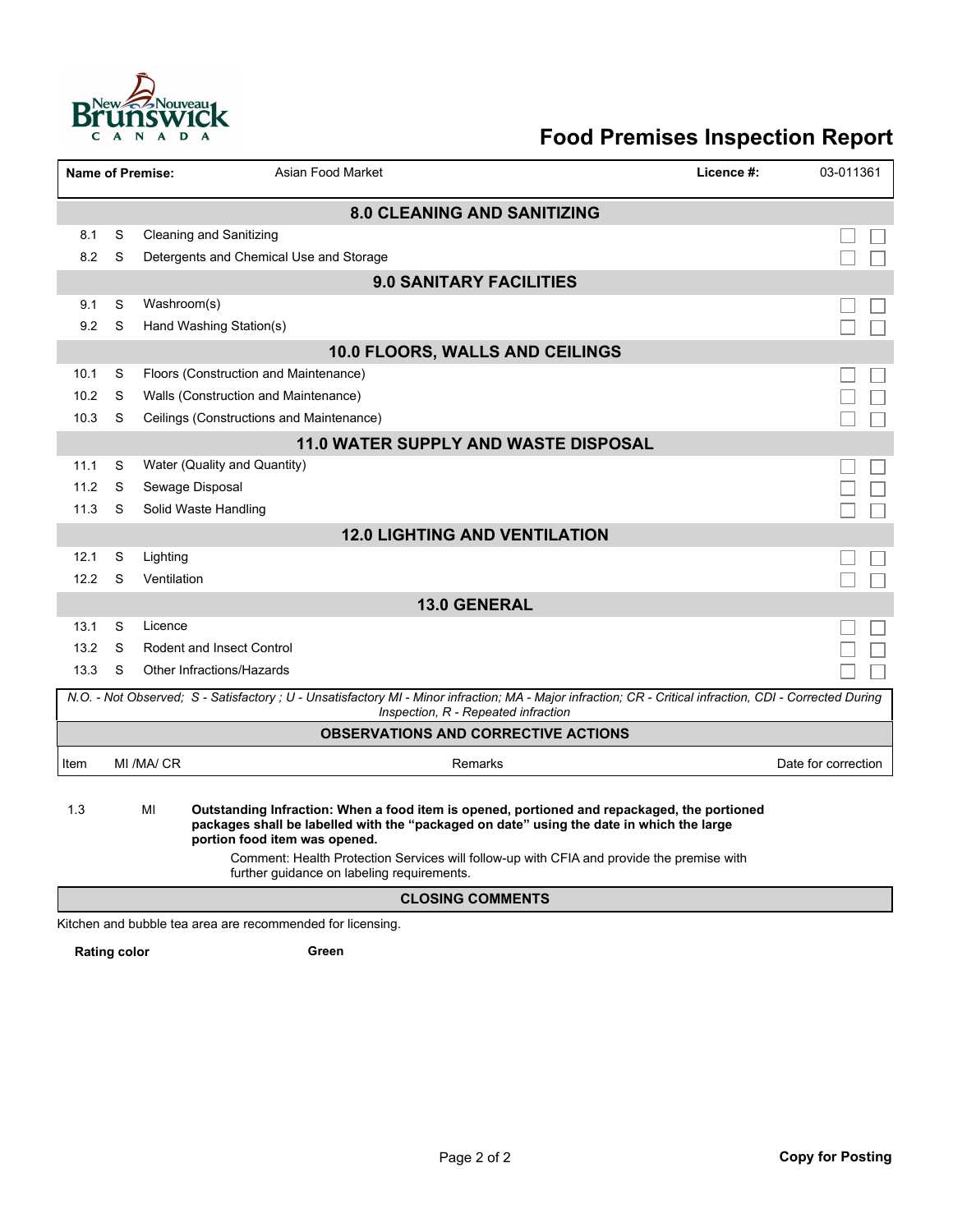# Food Premises Inspection Report

| **Name of Premise:** | Asian Food Market | **Licence #:** | 03-011361 |
|---|---|---|---|

## 8.0 CLEANING AND SANITIZING

| | | | | |
|---|---|---|---|---|
| 8.1 | S | Cleaning and Sanitizing | ☐ | ☐ |
| 8.2 | S | Detergents and Chemical Use and Storage | ☐ | ☐ |

## 9.0 SANITARY FACILITIES

| | | | | |
|---|---|---|---|---|
| 9.1 | S | Washroom(s) | ☐ | ☐ |
| 9.2 | S | Hand Washing Station(s) | ☐ | ☐ |

## 10.0 FLOORS, WALLS AND CEILINGS

| | | | | |
|---|---|---|---|---|
| 10.1 | S | Floors (Construction and Maintenance) | ☐ | ☐ |
| 10.2 | S | Walls (Construction and Maintenance) | ☐ | ☐ |
| 10.3 | S | Ceilings (Constructions and Maintenance) | ☐ | ☐ |

## 11.0 WATER SUPPLY AND WASTE DISPOSAL

| | | | | |
|---|---|---|---|---|
| 11.1 | S | Water (Quality and Quantity) | ☐ | ☐ |
| 11.2 | S | Sewage Disposal | ☐ | ☐ |
| 11.3 | S | Solid Waste Handling | ☐ | ☐ |

## 12.0 LIGHTING AND VENTILATION

| | | | | |
|---|---|---|---|---|
| 12.1 | S | Lighting | ☐ | ☐ |
| 12.2 | S | Ventilation | ☐ | ☐ |

## 13.0 GENERAL

| | | | | |
|---|---|---|---|---|
| 13.1 | S | Licence | ☐ | ☐ |
| 13.2 | S | Rodent and Insect Control | ☐ | ☐ |
| 13.3 | S | Other Infractions/Hazards | ☐ | ☐ |

*N.O. - Not Observed; S - Satisfactory ; U - Unsatisfactory MI - Minor infraction; MA - Major infraction; CR - Critical infraction, CDI - Corrected During Inspection, R - Repeated infraction*

## OBSERVATIONS AND CORRECTIVE ACTIONS

| Item | MI /MA/ CR | Remarks | Date for correction |
|---|---|---|---|
| 1.3 | MI | **Outstanding Infraction: When a food item is opened, portioned and repackaged, the portioned packages shall be labelled with the "packaged on date" using the date in which the large portion food item was opened.**<br>Comment: Health Protection Services will follow-up with CFIA and provide the premise with further guidance on labeling requirements. | |

## CLOSING COMMENTS

Kitchen and bubble tea area are recommended for licensing.

**Rating color** **Green**

**Copy for Posting**